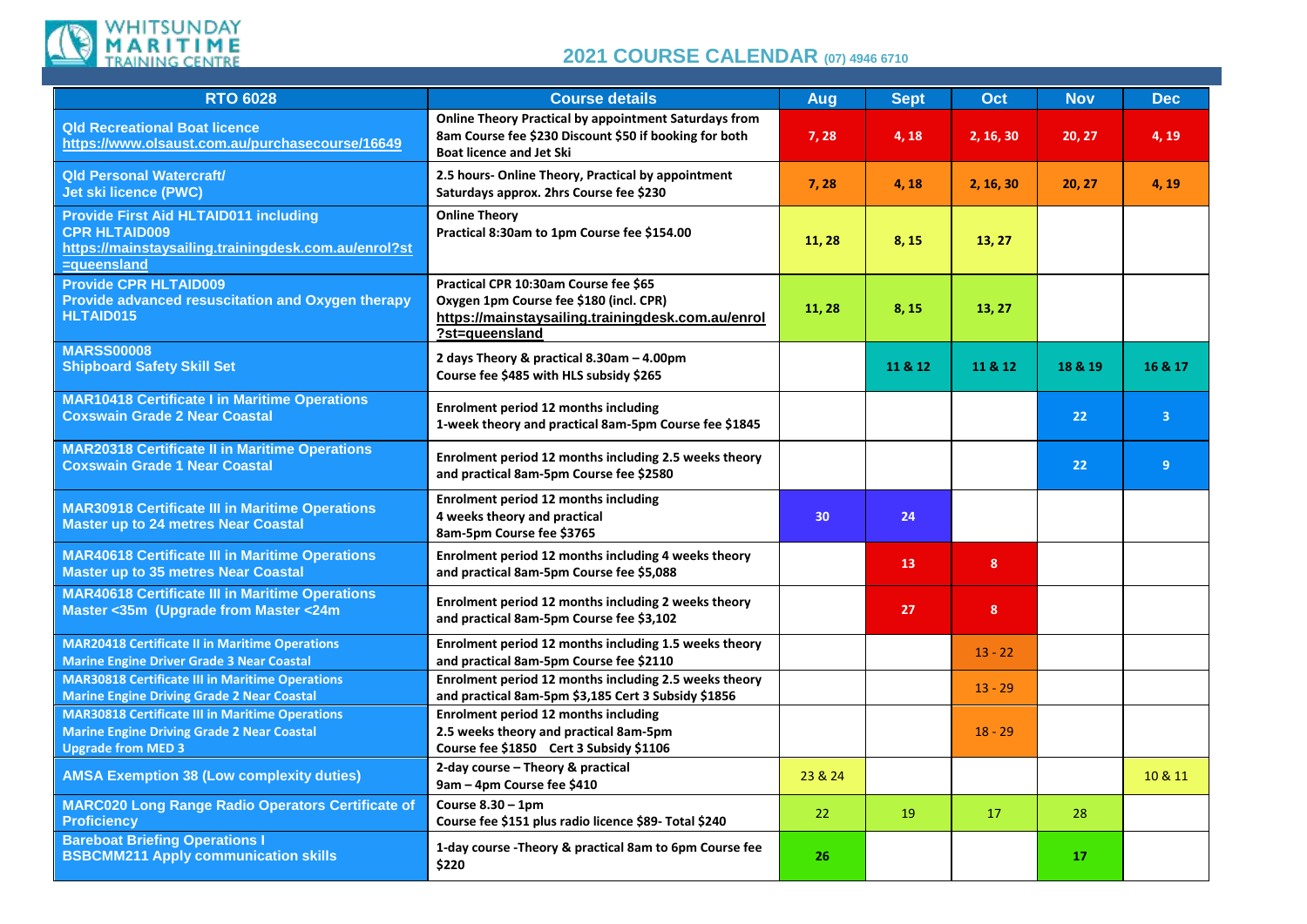WHITSUNDAY MARITIME TRAINING CENTRE

# 2021 COURSE CALENDAR (07) 4946 6710

| RTO 6028 | Course details | Aug | Sept | Oct | Nov | Dec |
|---|---|---|---|---|---|---|
| **Qld Recreational Boat licence** https://www.olsaust.com.au/purchasecourse/16649 | Online Theory Practical by appointment Saturdays from 8am Course fee $230 Discount $50 if booking for both Boat licence and Jet Ski | 7, 28 | 4, 18 | 2, 16, 30 | 20, 27 | 4, 19 |
| **Qld Personal Watercraft/ Jet ski licence (PWC)** | 2.5 hours- Online Theory, Practical by appointment Saturdays approx. 2hrs Course fee $230 | 7, 28 | 4, 18 | 2, 16, 30 | 20, 27 | 4, 19 |
| **Provide First Aid HLTAID011 including CPR HLTAID009** https://mainstaysailing.trainingdesk.com.au/enrol?st=queensland | Online Theory Practical 8:30am to 1pm Course fee $154.00 | 11, 28 | 8, 15 | 13, 27 | | |
| **Provide CPR HLTAID009 Provide advanced resuscitation and Oxygen therapy HLTAID015** | Practical CPR 10:30am Course fee $65 Oxygen 1pm Course fee $180 (incl. CPR) https://mainstaysailing.trainingdesk.com.au/enrol?st=queensland | 11, 28 | 8, 15 | 13, 27 | | |
| **MARSS00008 Shipboard Safety Skill Set** | 2 days Theory & practical 8.30am – 4.00pm Course fee $485 with HLS subsidy $265 | | 11 & 12 | 11 & 12 | 18 & 19 | 16 & 17 |
| **MAR10418 Certificate I in Maritime Operations Coxswain Grade 2 Near Coastal** | Enrolment period 12 months including 1-week theory and practical 8am-5pm Course fee $1845 | | | | 22 | 3 |
| **MAR20318 Certificate II in Maritime Operations Coxswain Grade 1 Near Coastal** | Enrolment period 12 months including 2.5 weeks theory and practical 8am-5pm Course fee $2580 | | | | 22 | 9 |
| **MAR30918 Certificate III in Maritime Operations Master up to 24 metres Near Coastal** | Enrolment period 12 months including 4 weeks theory and practical 8am-5pm Course fee $3765 | 30 | 24 | | | |
| **MAR40618 Certificate III in Maritime Operations Master up to 35 metres Near Coastal** | Enrolment period 12 months including 4 weeks theory and practical 8am-5pm Course fee $5,088 | | 13 | 8 | | |
| **MAR40618 Certificate III in Maritime Operations Master <35m (Upgrade from Master <24m** | Enrolment period 12 months including 2 weeks theory and practical 8am-5pm Course fee $3,102 | | 27 | 8 | | |
| **MAR20418 Certificate II in Maritime Operations Marine Engine Driver Grade 3 Near Coastal** | Enrolment period 12 months including 1.5 weeks theory and practical 8am-5pm Course fee $2110 | | | 13 - 22 | | |
| **MAR30818 Certificate III in Maritime Operations Marine Engine Driving Grade 2 Near Coastal** | Enrolment period 12 months including 2.5 weeks theory and practical 8am-5pm $3,185 Cert 3 Subsidy $1856 | | | 13 - 29 | | |
| **MAR30818 Certificate III in Maritime Operations Marine Engine Driving Grade 2 Near Coastal Upgrade from MED 3** | Enrolment period 12 months including 2.5 weeks theory and practical 8am-5pm Course fee $1850 Cert 3 Subsidy $1106 | | | 18 - 29 | | |
| **AMSA Exemption 38 (Low complexity duties)** | 2-day course – Theory & practical 9am – 4pm Course fee $410 | 23 & 24 | | | | 10 & 11 |
| **MARC020 Long Range Radio Operators Certificate of Proficiency** | Course 8.30 – 1pm Course fee $151 plus radio licence $89- Total $240 | 22 | 19 | 17 | 28 | |
| **Bareboat Briefing Operations I BSBCMM211 Apply communication skills** | 1-day course -Theory & practical 8am to 6pm Course fee $220 | 26 | | | 17 | |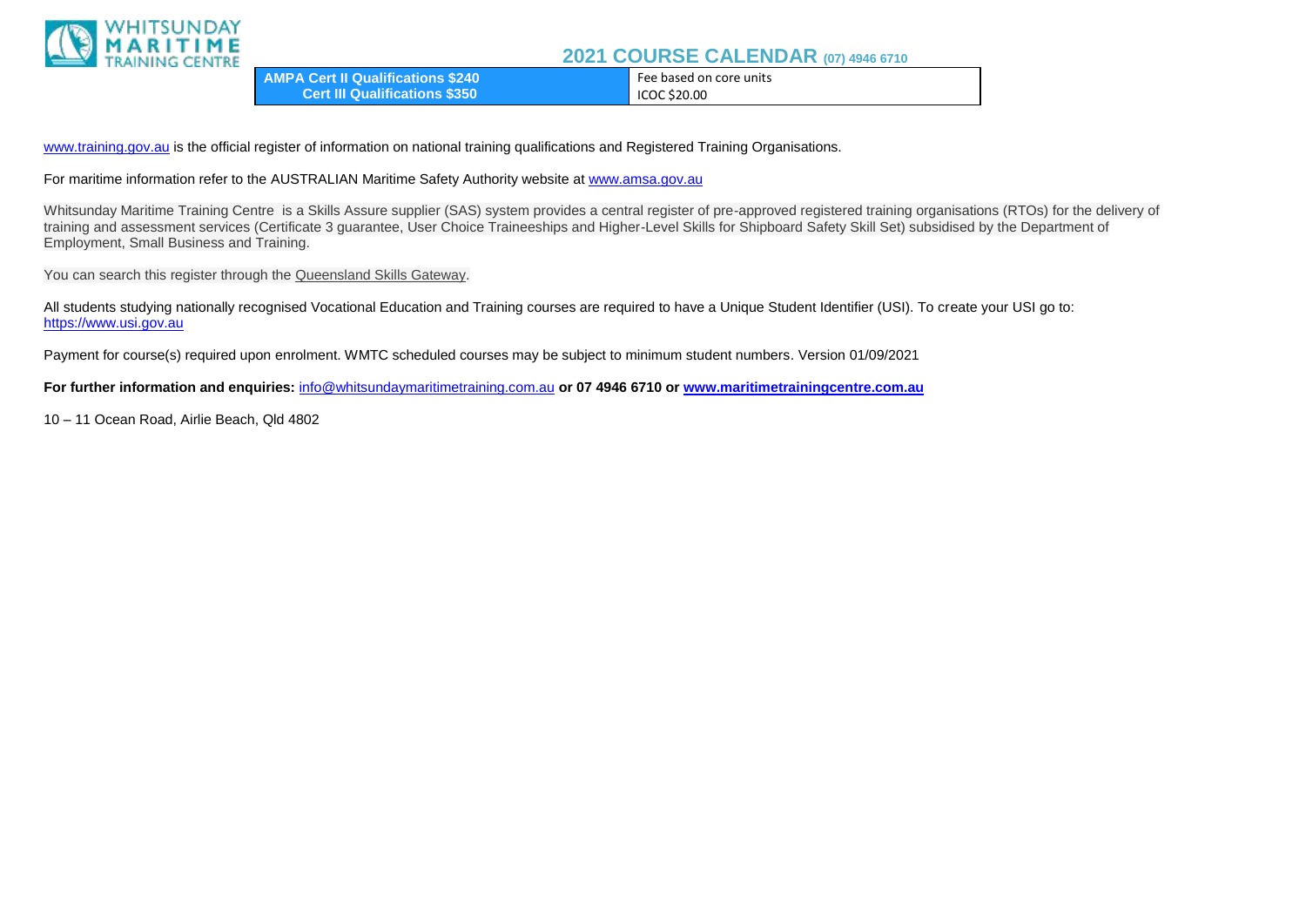## 2021 COURSE CALENDAR (07) 4946 6710

| | |
|---|---|
| **AMPA Cert II Qualifications $240**<br>**Cert III Qualifications $350** | Fee based on core units<br>ICOC $20.00 |

www.training.gov.au is the official register of information on national training qualifications and Registered Training Organisations.

For maritime information refer to the AUSTRALIAN Maritime Safety Authority website at www.amsa.gov.au

Whitsunday Maritime Training Centre is a Skills Assure supplier (SAS) system provides a central register of pre-approved registered training organisations (RTOs) for the delivery of training and assessment services (Certificate 3 guarantee, User Choice Traineeships and Higher-Level Skills for Shipboard Safety Skill Set) subsidised by the Department of Employment, Small Business and Training.

You can search this register through the Queensland Skills Gateway.

All students studying nationally recognised Vocational Education and Training courses are required to have a Unique Student Identifier (USI). To create your USI go to: https://www.usi.gov.au

Payment for course(s) required upon enrolment. WMTC scheduled courses may be subject to minimum student numbers. Version 01/09/2021

**For further information and enquiries:** info@whitsundaymaritimetraining.com.au **or 07 4946 6710 or www.maritimetrainingcentre.com.au**

10 – 11 Ocean Road, Airlie Beach, Qld 4802